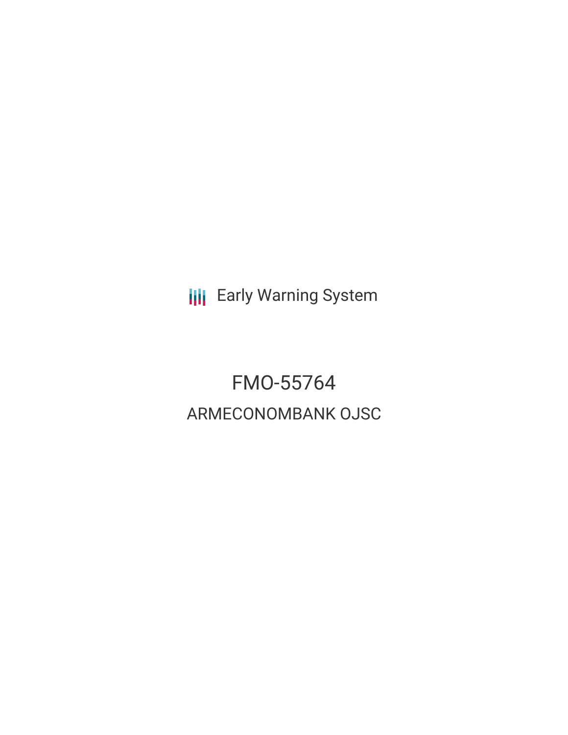Early Warning System

# FMO-55764

## ARMECONOMBANK OJSC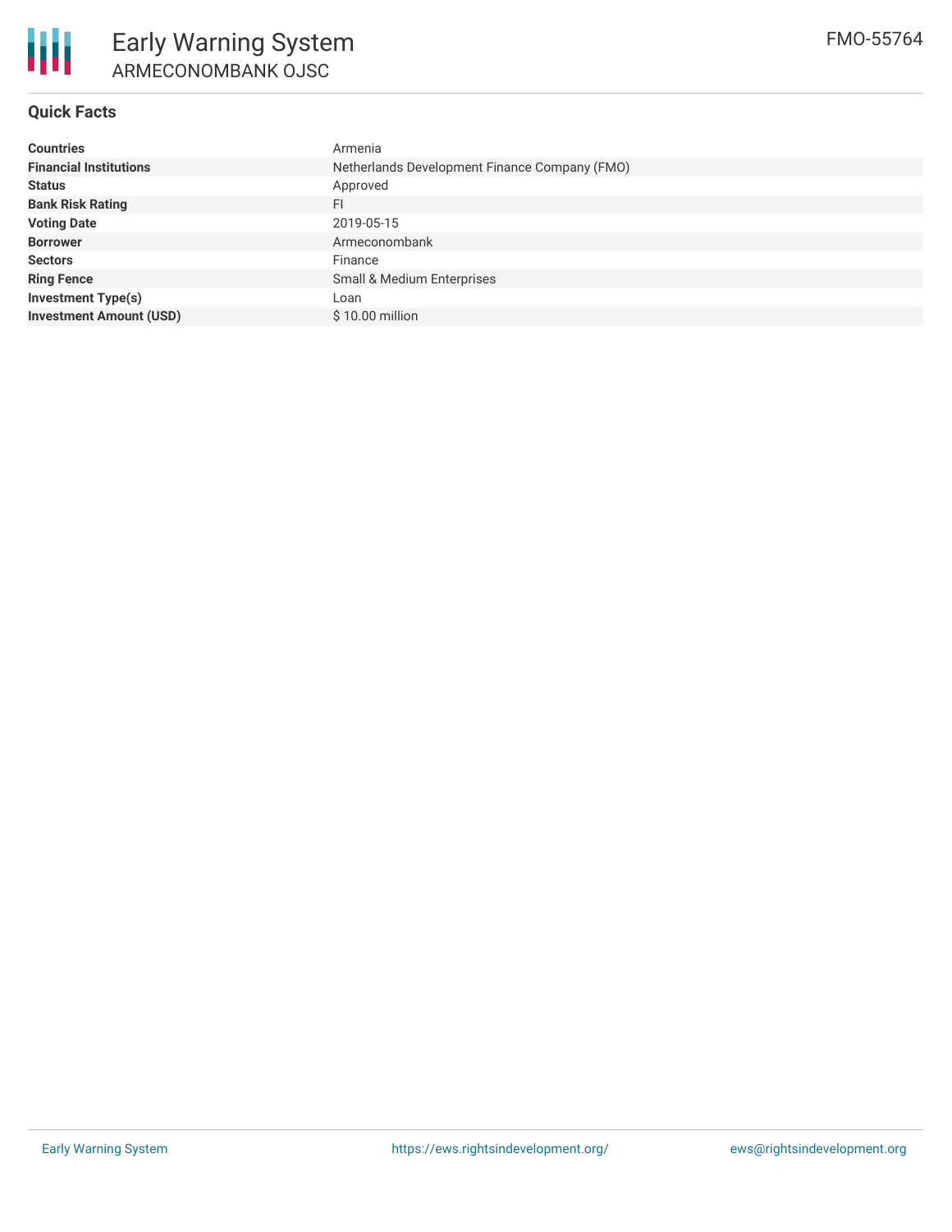# Early Warning System

## ARMECONOMBANK OJSC

FMO-55764

### Quick Facts

| | |
|---|---|
| **Countries** | Armenia |
| **Financial Institutions** | Netherlands Development Finance Company (FMO) |
| **Status** | Approved |
| **Bank Risk Rating** | FI |
| **Voting Date** | 2019-05-15 |
| **Borrower** | Armeconombank |
| **Sectors** | Finance |
| **Ring Fence** | Small & Medium Enterprises |
| **Investment Type(s)** | Loan |
| **Investment Amount (USD)** | $ 10.00 million |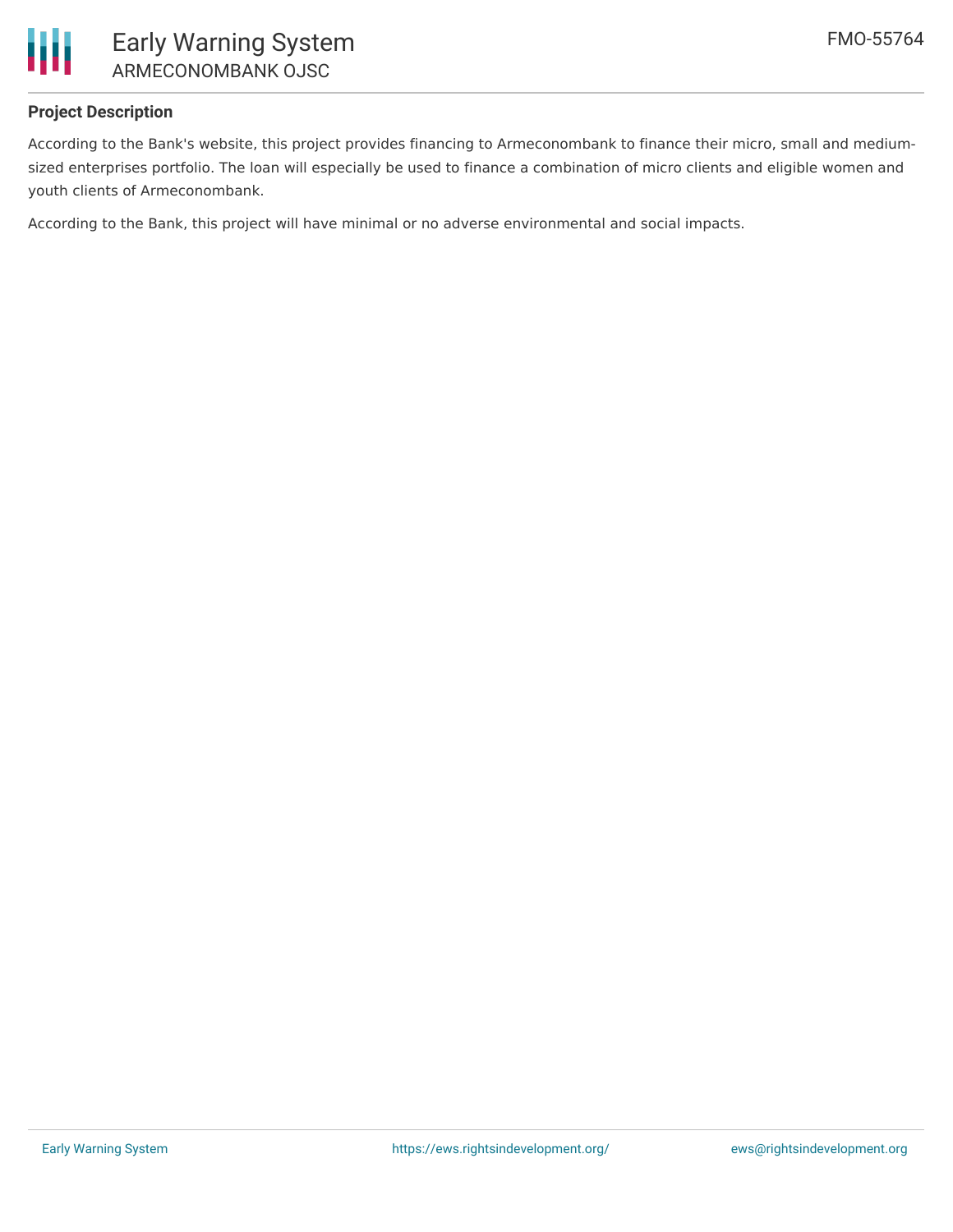## Project Description

According to the Bank's website, this project provides financing to Armeconombank to finance their micro, small and medium-sized enterprises portfolio. The loan will especially be used to finance a combination of micro clients and eligible women and youth clients of Armeconombank.

According to the Bank, this project will have minimal or no adverse environmental and social impacts.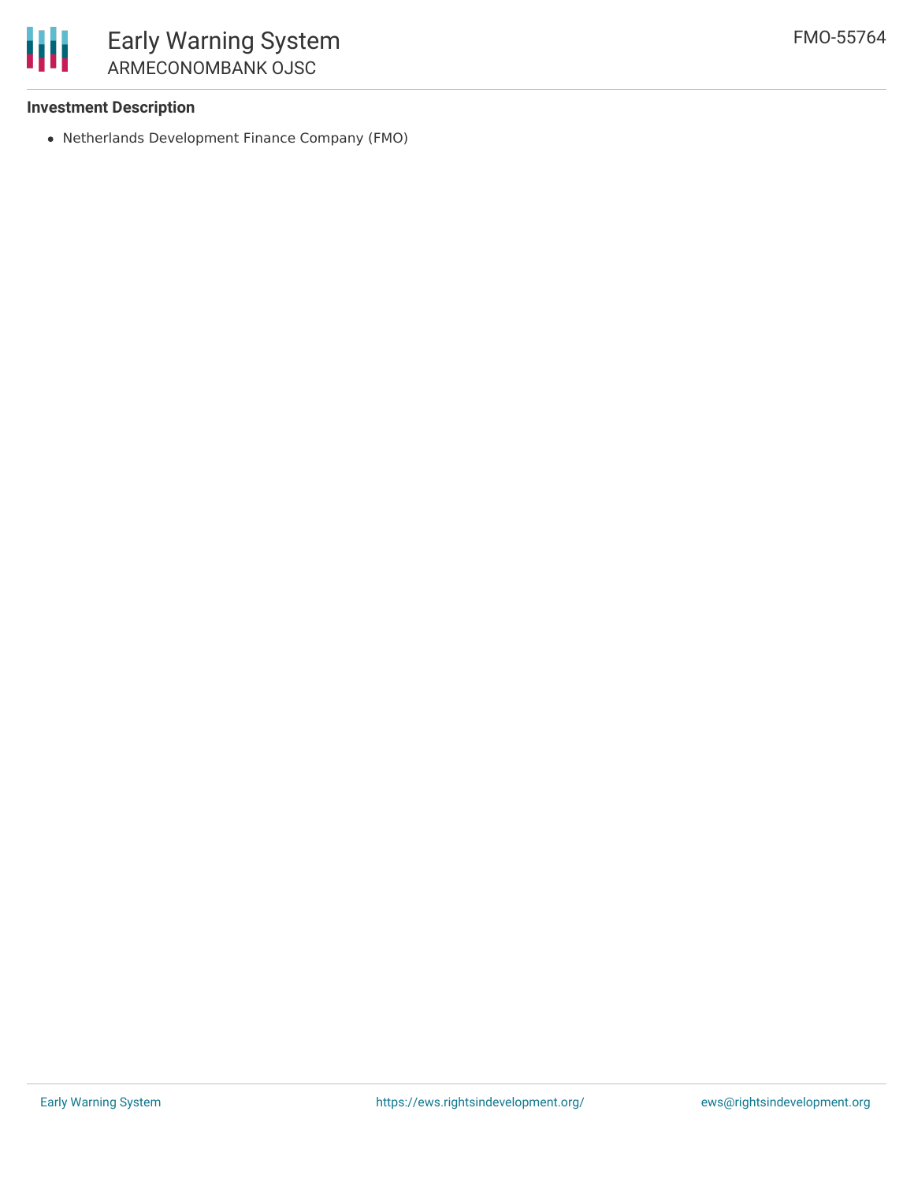**Investment Description**

- Netherlands Development Finance Company (FMO)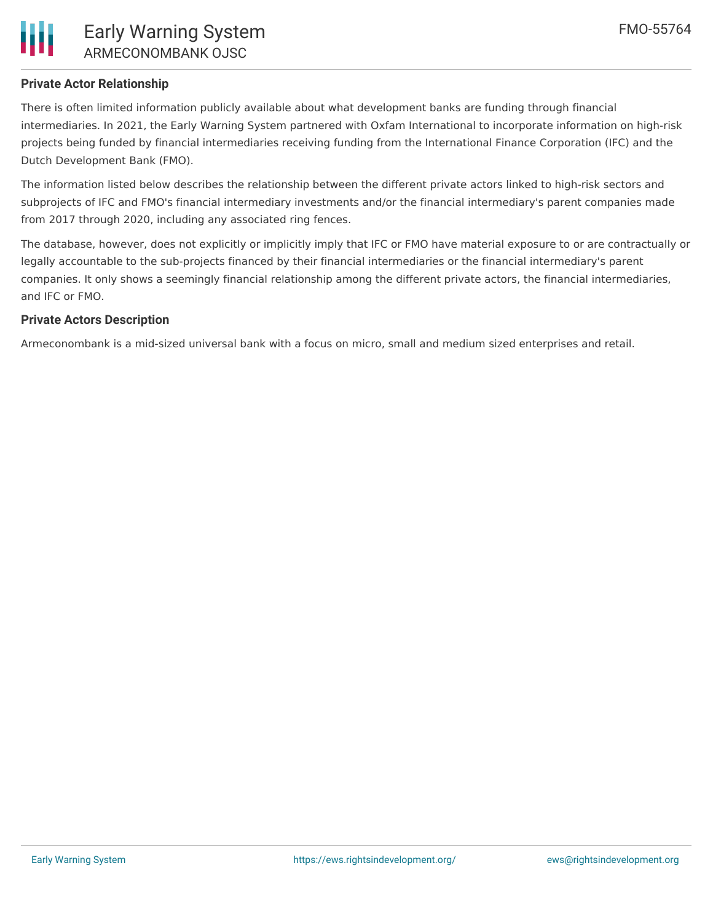## Private Actor Relationship

There is often limited information publicly available about what development banks are funding through financial intermediaries. In 2021, the Early Warning System partnered with Oxfam International to incorporate information on high-risk projects being funded by financial intermediaries receiving funding from the International Finance Corporation (IFC) and the Dutch Development Bank (FMO).

The information listed below describes the relationship between the different private actors linked to high-risk sectors and subprojects of IFC and FMO's financial intermediary investments and/or the financial intermediary's parent companies made from 2017 through 2020, including any associated ring fences.

The database, however, does not explicitly or implicitly imply that IFC or FMO have material exposure to or are contractually or legally accountable to the sub-projects financed by their financial intermediaries or the financial intermediary's parent companies. It only shows a seemingly financial relationship among the different private actors, the financial intermediaries, and IFC or FMO.

## Private Actors Description

Armeconombank is a mid-sized universal bank with a focus on micro, small and medium sized enterprises and retail.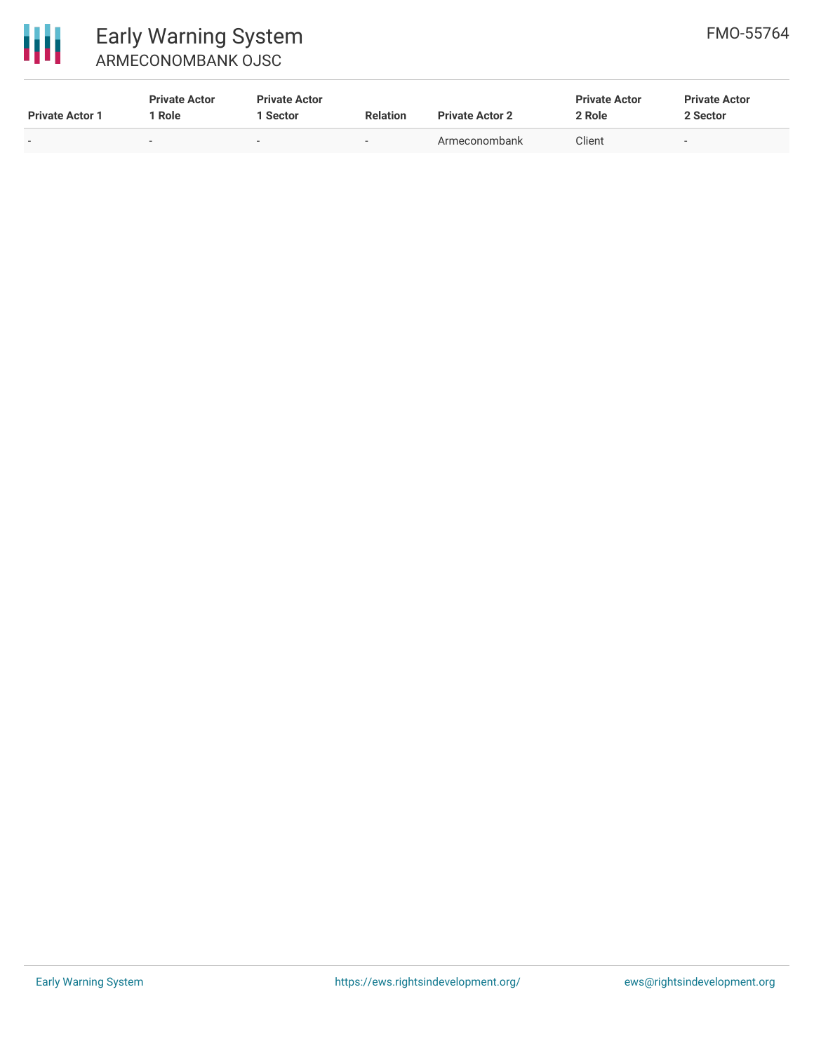| Private Actor 1 | Private Actor 1 Role | Private Actor 1 Sector | Relation | Private Actor 2 | Private Actor 2 Role | Private Actor 2 Sector |
|---|---|---|---|---|---|---|
| - | - | - | - | Armeconombank | Client | - |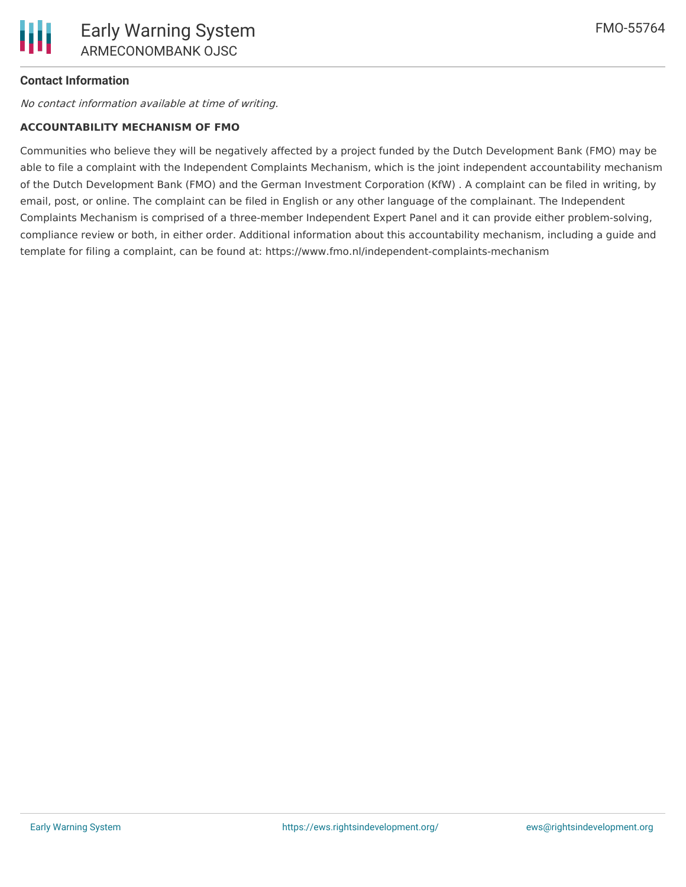### Contact Information

*No contact information available at time of writing.*

**ACCOUNTABILITY MECHANISM OF FMO**

Communities who believe they will be negatively affected by a project funded by the Dutch Development Bank (FMO) may be able to file a complaint with the Independent Complaints Mechanism, which is the joint independent accountability mechanism of the Dutch Development Bank (FMO) and the German Investment Corporation (KfW) . A complaint can be filed in writing, by email, post, or online. The complaint can be filed in English or any other language of the complainant. The Independent Complaints Mechanism is comprised of a three-member Independent Expert Panel and it can provide either problem-solving, compliance review or both, in either order. Additional information about this accountability mechanism, including a guide and template for filing a complaint, can be found at: https://www.fmo.nl/independent-complaints-mechanism